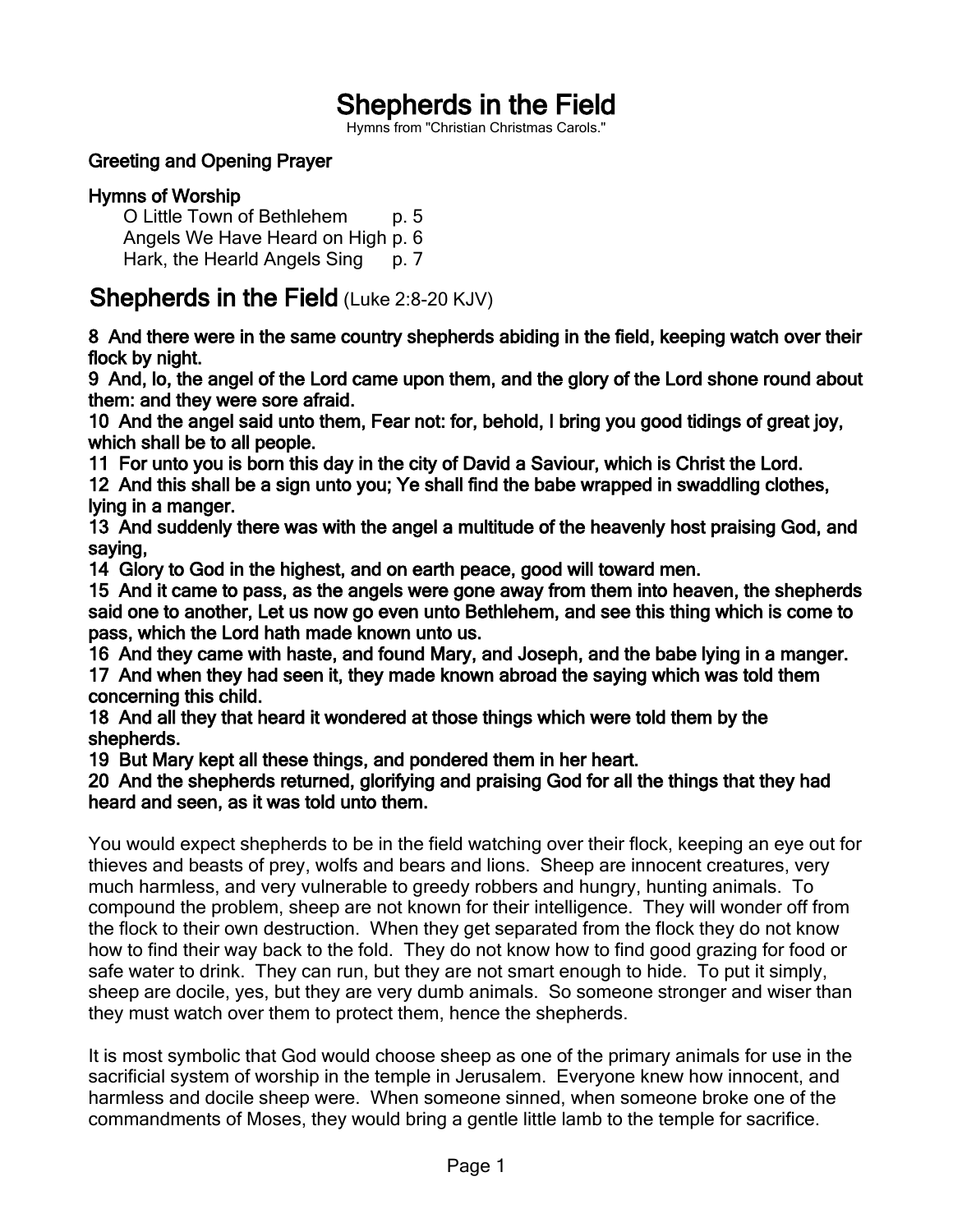# Shepherds in the Field

Hymns from "Christian Christmas Carols."

**Greeting and Opening Prayer**

**Hymns of Worship**

- O Little Town of Bethlehem p. 5
- Angels We Have Heard on High p. 6
- Hark, the Hearld Angels Sing p. 7

## Shepherds in the Field (Luke 2:8-20 KJV)

**8 And there were in the same country shepherds abiding in the field, keeping watch over their flock by night.**
**9 And, lo, the angel of the Lord came upon them, and the glory of the Lord shone round about them: and they were sore afraid.**
**10 And the angel said unto them, Fear not: for, behold, I bring you good tidings of great joy, which shall be to all people.**
**11 For unto you is born this day in the city of David a Saviour, which is Christ the Lord.**
**12 And this shall be a sign unto you; Ye shall find the babe wrapped in swaddling clothes, lying in a manger.**
**13 And suddenly there was with the angel a multitude of the heavenly host praising God, and saying,**
**14 Glory to God in the highest, and on earth peace, good will toward men.**
**15 And it came to pass, as the angels were gone away from them into heaven, the shepherds said one to another, Let us now go even unto Bethlehem, and see this thing which is come to pass, which the Lord hath made known unto us.**
**16 And they came with haste, and found Mary, and Joseph, and the babe lying in a manger.**
**17 And when they had seen it, they made known abroad the saying which was told them concerning this child.**
**18 And all they that heard it wondered at those things which were told them by the shepherds.**
**19 But Mary kept all these things, and pondered them in her heart.**
**20 And the shepherds returned, glorifying and praising God for all the things that they had heard and seen, as it was told unto them.**

You would expect shepherds to be in the field watching over their flock, keeping an eye out for thieves and beasts of prey, wolfs and bears and lions. Sheep are innocent creatures, very much harmless, and very vulnerable to greedy robbers and hungry, hunting animals. To compound the problem, sheep are not known for their intelligence. They will wonder off from the flock to their own destruction. When they get separated from the flock they do not know how to find their way back to the fold. They do not know how to find good grazing for food or safe water to drink. They can run, but they are not smart enough to hide. To put it simply, sheep are docile, yes, but they are very dumb animals. So someone stronger and wiser than they must watch over them to protect them, hence the shepherds.

It is most symbolic that God would choose sheep as one of the primary animals for use in the sacrificial system of worship in the temple in Jerusalem. Everyone knew how innocent, and harmless and docile sheep were. When someone sinned, when someone broke one of the commandments of Moses, they would bring a gentle little lamb to the temple for sacrifice.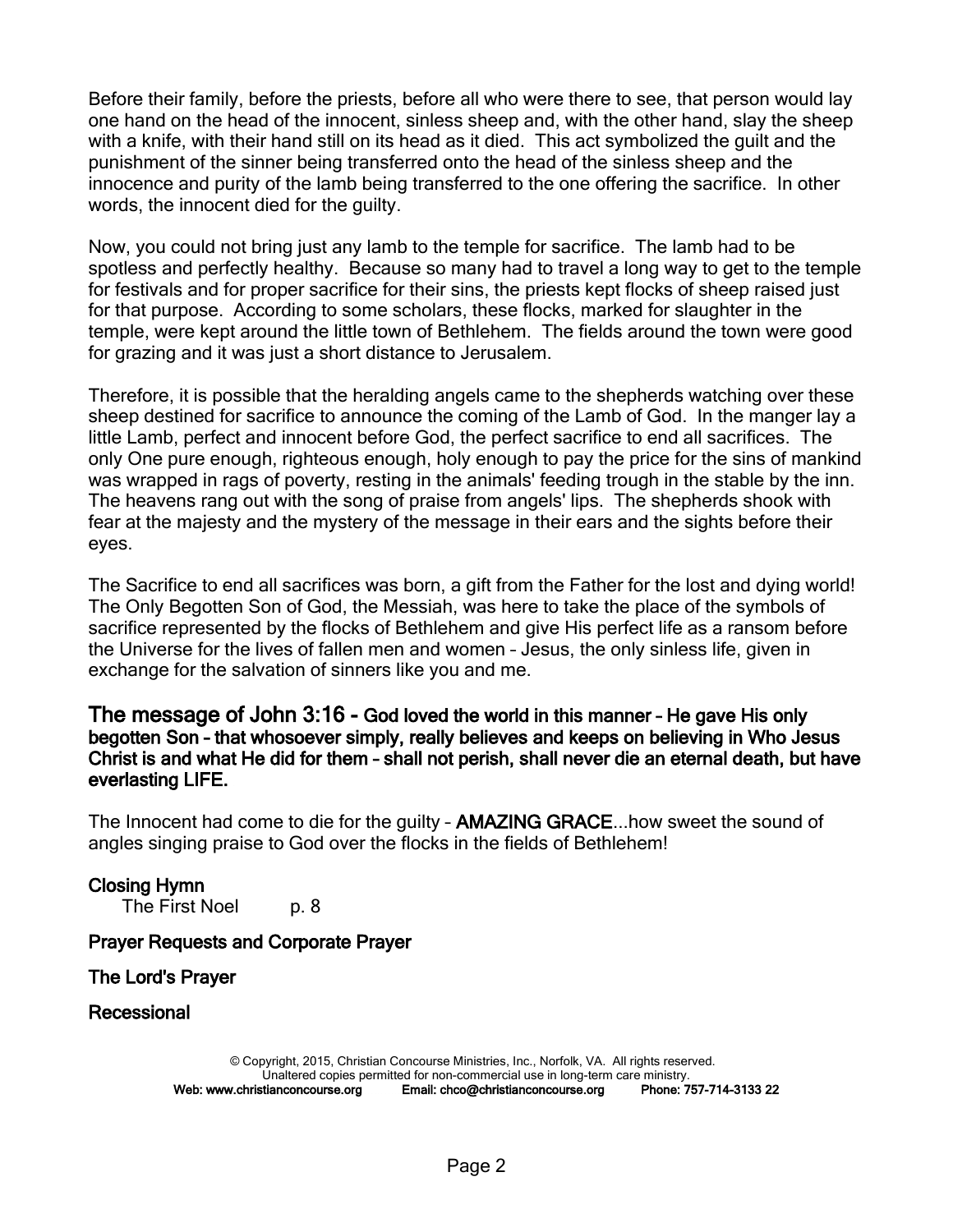Before their family, before the priests, before all who were there to see, that person would lay one hand on the head of the innocent, sinless sheep and, with the other hand, slay the sheep with a knife, with their hand still on its head as it died. This act symbolized the guilt and the punishment of the sinner being transferred onto the head of the sinless sheep and the innocence and purity of the lamb being transferred to the one offering the sacrifice. In other words, the innocent died for the guilty.

Now, you could not bring just any lamb to the temple for sacrifice. The lamb had to be spotless and perfectly healthy. Because so many had to travel a long way to get to the temple for festivals and for proper sacrifice for their sins, the priests kept flocks of sheep raised just for that purpose. According to some scholars, these flocks, marked for slaughter in the temple, were kept around the little town of Bethlehem. The fields around the town were good for grazing and it was just a short distance to Jerusalem.

Therefore, it is possible that the heralding angels came to the shepherds watching over these sheep destined for sacrifice to announce the coming of the Lamb of God. In the manger lay a little Lamb, perfect and innocent before God, the perfect sacrifice to end all sacrifices. The only One pure enough, righteous enough, holy enough to pay the price for the sins of mankind was wrapped in rags of poverty, resting in the animals' feeding trough in the stable by the inn. The heavens rang out with the song of praise from angels' lips. The shepherds shook with fear at the majesty and the mystery of the message in their ears and the sights before their eyes.

The Sacrifice to end all sacrifices was born, a gift from the Father for the lost and dying world! The Only Begotten Son of God, the Messiah, was here to take the place of the symbols of sacrifice represented by the flocks of Bethlehem and give His perfect life as a ransom before the Universe for the lives of fallen men and women – Jesus, the only sinless life, given in exchange for the salvation of sinners like you and me.

**The message of John 3:16 - God loved the world in this manner – He gave His only begotten Son – that whosoever simply, really believes and keeps on believing in Who Jesus Christ is and what He did for them – shall not perish, shall never die an eternal death, but have everlasting LIFE.**

The Innocent had come to die for the guilty – **AMAZING GRACE**...how sweet the sound of angles singing praise to God over the flocks in the fields of Bethlehem!

**Closing Hymn**

The First Noel p. 8

**Prayer Requests and Corporate Prayer**

**The Lord's Prayer**

**Recessional**

© Copyright, 2015, Christian Concourse Ministries, Inc., Norfolk, VA. All rights reserved.
Unaltered copies permitted for non-commercial use in long-term care ministry.
**Web: www.christianconcourse.org Email: chco@christianconcourse.org Phone: 757-714-3133 22**